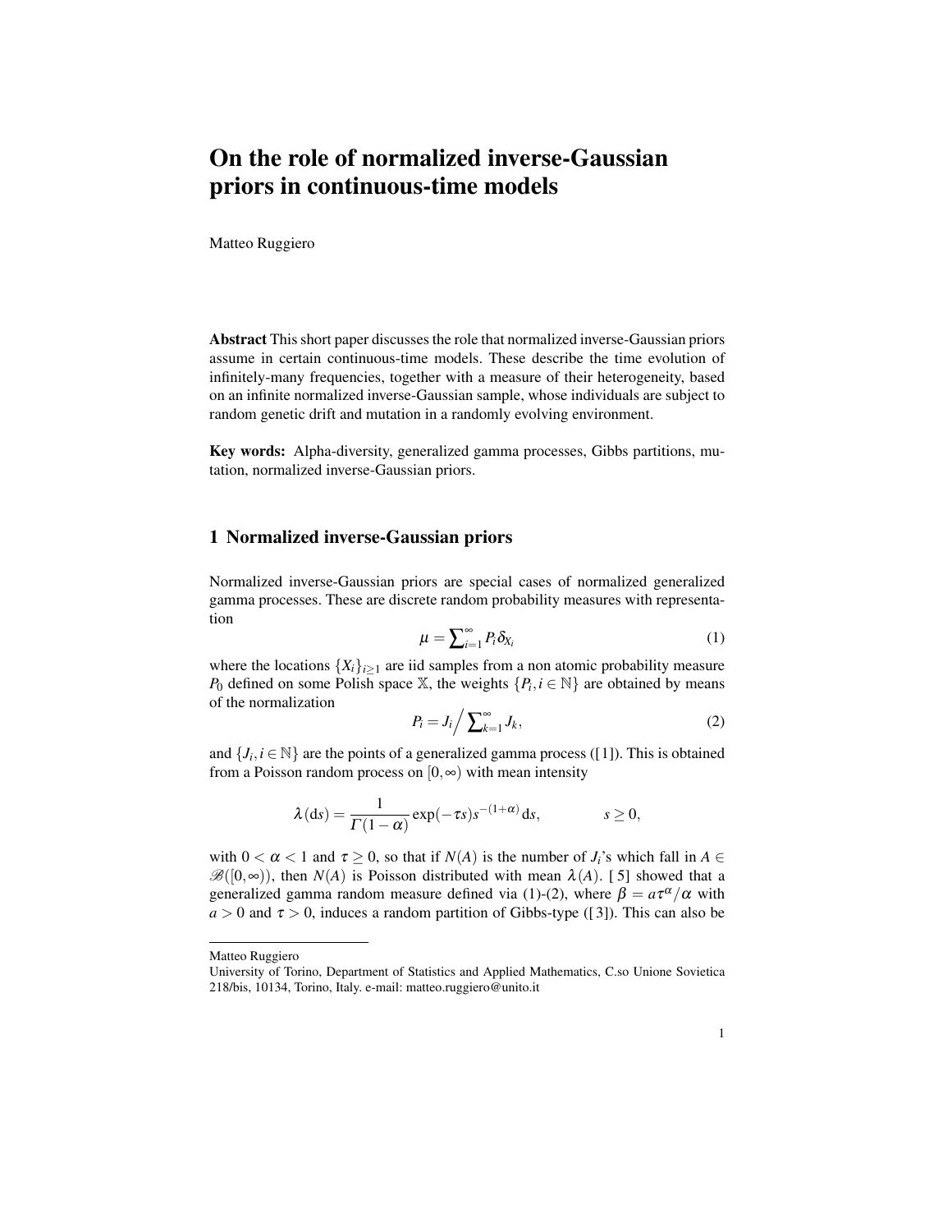# On the role of normalized inverse-Gaussian priors in continuous-time models

Matteo Ruggiero

**Abstract** This short paper discusses the role that normalized inverse-Gaussian priors assume in certain continuous-time models. These describe the time evolution of infinitely-many frequencies, together with a measure of their heterogeneity, based on an infinite normalized inverse-Gaussian sample, whose individuals are subject to random genetic drift and mutation in a randomly evolving environment.

**Key words:** Alpha-diversity, generalized gamma processes, Gibbs partitions, mutation, normalized inverse-Gaussian priors.

## 1 Normalized inverse-Gaussian priors

Normalized inverse-Gaussian priors are special cases of normalized generalized gamma processes. These are discrete random probability measures with representation

$$\mu = \sum_{i=1}^{\infty} P_i \delta_{X_i} \tag{1}$$

where the locations $\{X_i\}_{i\geq 1}$ are iid samples from a non atomic probability measure $P_0$ defined on some Polish space $\mathbb{X}$, the weights $\{P_i, i \in \mathbb{N}\}$ are obtained by means of the normalization

$$P_i = J_i \Big/ \sum_{k=1}^{\infty} J_k, \tag{2}$$

and $\{J_i, i \in \mathbb{N}\}$ are the points of a generalized gamma process ([1]). This is obtained from a Poisson random process on $[0,\infty)$ with mean intensity

$$\lambda(\mathrm{d}s) = \frac{1}{\Gamma(1-\alpha)} \exp(-\tau s) s^{-(1+\alpha)} \,\mathrm{d}s, \qquad s \geq 0,$$

with $0 < \alpha < 1$ and $\tau \geq 0$, so that if $N(A)$ is the number of $J_i$'s which fall in $A \in \mathscr{B}([0,\infty))$, then $N(A)$ is Poisson distributed with mean $\lambda(A)$. [5] showed that a generalized gamma random measure defined via (1)-(2), where $\beta = a\tau^{\alpha}/\alpha$ with $a > 0$ and $\tau > 0$, induces a random partition of Gibbs-type ([3]). This can also be

---

Matteo Ruggiero
University of Torino, Department of Statistics and Applied Mathematics, C.so Unione Sovietica 218/bis, 10134, Torino, Italy. e-mail: matteo.ruggiero@unito.it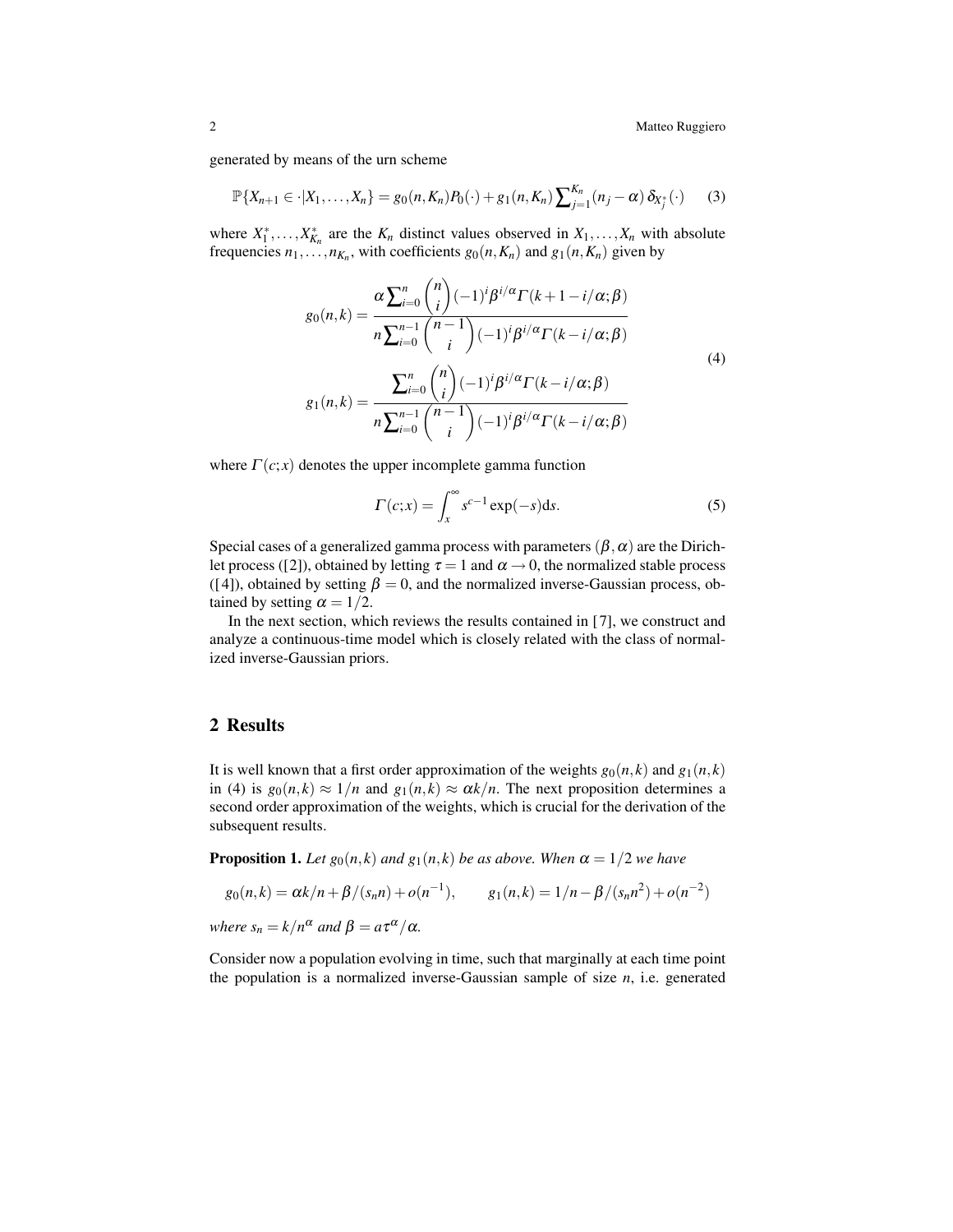generated by means of the urn scheme

$$\mathbb{P}\{X_{n+1} \in \cdot | X_1, \ldots, X_n\} = g_0(n, K_n) P_0(\cdot) + g_1(n, K_n) \sum_{j=1}^{K_n} (n_j - \alpha) \, \delta_{X_j^*}(\cdot) \tag{3}$$

where $X_1^*, \ldots, X_{K_n}^*$ are the $K_n$ distinct values observed in $X_1, \ldots, X_n$ with absolute frequencies $n_1, \ldots, n_{K_n}$, with coefficients $g_0(n, K_n)$ and $g_1(n, K_n)$ given by

$$\begin{aligned}
g_0(n,k) &= \frac{\alpha \sum_{i=0}^{n} \binom{n}{i} (-1)^i \beta^{i/\alpha} \Gamma(k+1-i/\alpha; \beta)}{n \sum_{i=0}^{n-1} \binom{n-1}{i} (-1)^i \beta^{i/\alpha} \Gamma(k-i/\alpha; \beta)} \\
g_1(n,k) &= \frac{\sum_{i=0}^{n} \binom{n}{i} (-1)^i \beta^{i/\alpha} \Gamma(k-i/\alpha; \beta)}{n \sum_{i=0}^{n-1} \binom{n-1}{i} (-1)^i \beta^{i/\alpha} \Gamma(k-i/\alpha; \beta)}
\end{aligned} \tag{4}$$

where $\Gamma(c; x)$ denotes the upper incomplete gamma function

$$\Gamma(c; x) = \int_x^{\infty} s^{c-1} \exp(-s) \mathrm{d}s. \tag{5}$$

Special cases of a generalized gamma process with parameters $(\beta, \alpha)$ are the Dirichlet process ([2]), obtained by letting $\tau = 1$ and $\alpha \to 0$, the normalized stable process ([4]), obtained by setting $\beta = 0$, and the normalized inverse-Gaussian process, obtained by setting $\alpha = 1/2$.

In the next section, which reviews the results contained in [7], we construct and analyze a continuous-time model which is closely related with the class of normalized inverse-Gaussian priors.

## 2 Results

It is well known that a first order approximation of the weights $g_0(n,k)$ and $g_1(n,k)$ in (4) is $g_0(n,k) \approx 1/n$ and $g_1(n,k) \approx \alpha k/n$. The next proposition determines a second order approximation of the weights, which is crucial for the derivation of the subsequent results.

**Proposition 1.** *Let $g_0(n,k)$ and $g_1(n,k)$ be as above. When $\alpha = 1/2$ we have*

$$g_0(n,k) = \alpha k/n + \beta/(s_n n) + o(n^{-1}), \qquad g_1(n,k) = 1/n - \beta/(s_n n^2) + o(n^{-2})$$

*where $s_n = k/n^{\alpha}$ and $\beta = a\tau^{\alpha}/\alpha$.*

Consider now a population evolving in time, such that marginally at each time point the population is a normalized inverse-Gaussian sample of size $n$, i.e. generated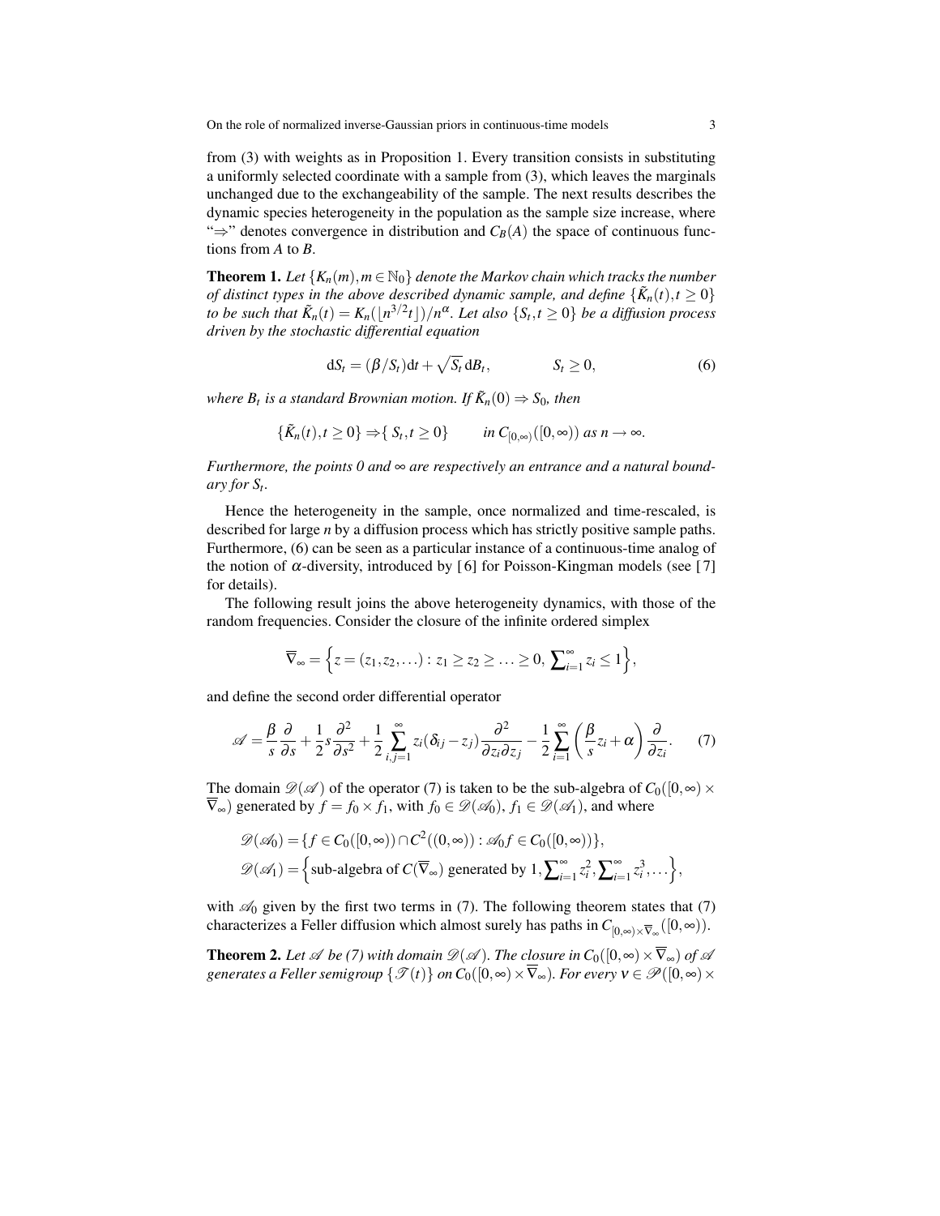from (3) with weights as in Proposition 1. Every transition consists in substituting a uniformly selected coordinate with a sample from (3), which leaves the marginals unchanged due to the exchangeability of the sample. The next results describes the dynamic species heterogeneity in the population as the sample size increase, where "$\Rightarrow$" denotes convergence in distribution and $C_B(A)$ the space of continuous functions from $A$ to $B$.

**Theorem 1.** *Let $\{K_n(m), m \in \mathbb{N}_0\}$ denote the Markov chain which tracks the number of distinct types in the above described dynamic sample, and define $\{\tilde{K}_n(t), t \geq 0\}$ to be such that $\tilde{K}_n(t) = K_n(\lfloor n^{3/2}t \rfloor)/n^{\alpha}$. Let also $\{S_t, t \geq 0\}$ be a diffusion process driven by the stochastic differential equation*

$$\mathrm{d}S_t = (\beta/S_t)\mathrm{d}t + \sqrt{S_t}\,\mathrm{d}B_t, \qquad S_t \geq 0, \tag{6}$$

*where $B_t$ is a standard Brownian motion. If $\tilde{K}_n(0) \Rightarrow S_0$, then*

$$\{\tilde{K}_n(t), t \geq 0\} \Rightarrow \{S_t, t \geq 0\} \qquad \text{in } C_{[0,\infty)}([0,\infty)) \text{ as } n \to \infty.$$

*Furthermore, the points 0 and $\infty$ are respectively an entrance and a natural boundary for $S_t$.*

Hence the heterogeneity in the sample, once normalized and time-rescaled, is described for large $n$ by a diffusion process which has strictly positive sample paths. Furthermore, (6) can be seen as a particular instance of a continuous-time analog of the notion of $\alpha$-diversity, introduced by [6] for Poisson-Kingman models (see [7] for details).

The following result joins the above heterogeneity dynamics, with those of the random frequencies. Consider the closure of the infinite ordered simplex

$$\overline{\nabla}_{\infty} = \Big\{ z = (z_1, z_2, \ldots) : z_1 \geq z_2 \geq \ldots \geq 0, \textstyle\sum_{i=1}^{\infty} z_i \leq 1 \Big\},$$

and define the second order differential operator

$$\mathscr{A} = \frac{\beta}{s}\frac{\partial}{\partial s} + \frac{1}{2}s\frac{\partial^2}{\partial s^2} + \frac{1}{2}\sum_{i,j=1}^{\infty} z_i(\delta_{ij} - z_j)\frac{\partial^2}{\partial z_i \partial z_j} - \frac{1}{2}\sum_{i=1}^{\infty}\left(\frac{\beta}{s}z_i + \alpha\right)\frac{\partial}{\partial z_i}. \tag{7}$$

The domain $\mathscr{D}(\mathscr{A})$ of the operator (7) is taken to be the sub-algebra of $C_0([0,\infty) \times \overline{\nabla}_{\infty})$ generated by $f = f_0 \times f_1$, with $f_0 \in \mathscr{D}(\mathscr{A}_0)$, $f_1 \in \mathscr{D}(\mathscr{A}_1)$, and where

$$\mathscr{D}(\mathscr{A}_0) = \{f \in C_0([0,\infty)) \cap C^2((0,\infty)) : \mathscr{A}_0 f \in C_0([0,\infty))\},$$
$$\mathscr{D}(\mathscr{A}_1) = \Big\{\text{sub-algebra of } C(\overline{\nabla}_{\infty}) \text{ generated by } 1, \textstyle\sum_{i=1}^{\infty} z_i^2, \sum_{i=1}^{\infty} z_i^3, \ldots \Big\},$$

with $\mathscr{A}_0$ given by the first two terms in (7). The following theorem states that (7) characterizes a Feller diffusion which almost surely has paths in $C_{[0,\infty)\times\overline{\nabla}_{\infty}}([0,\infty))$.

**Theorem 2.** *Let $\mathscr{A}$ be (7) with domain $\mathscr{D}(\mathscr{A})$. The closure in $C_0([0,\infty) \times \overline{\nabla}_{\infty})$ of $\mathscr{A}$ generates a Feller semigroup $\{\mathscr{T}(t)\}$ on $C_0([0,\infty) \times \overline{\nabla}_{\infty})$. For every $\nu \in \mathscr{P}([0,\infty) \times$*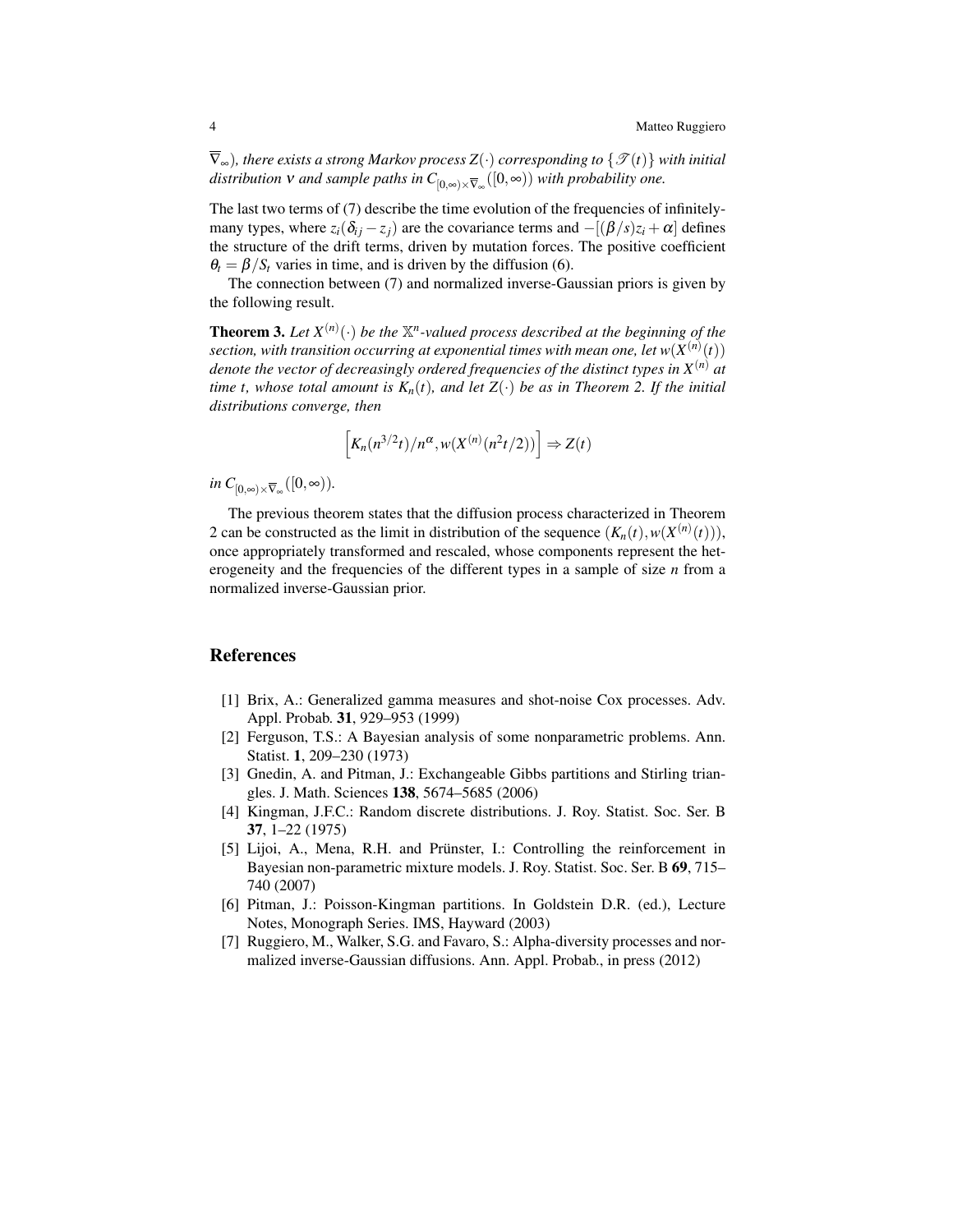$\overline{\nabla}_\infty$), *there exists a strong Markov process* $Z(\cdot)$ *corresponding to* $\{\mathscr{T}(t)\}$ *with initial distribution* $\nu$ *and sample paths in* $C_{[0,\infty)\times\overline{\nabla}_\infty}([0,\infty))$ *with probability one.*

The last two terms of (7) describe the time evolution of the frequencies of infinitely-many types, where $z_i(\delta_{ij}-z_j)$ are the covariance terms and $-[(\beta/s)z_i+\alpha]$ defines the structure of the drift terms, driven by mutation forces. The positive coefficient $\theta_t = \beta/S_t$ varies in time, and is driven by the diffusion (6).

The connection between (7) and normalized inverse-Gaussian priors is given by the following result.

**Theorem 3.** *Let* $X^{(n)}(\cdot)$ *be the* $\mathbb{X}^n$*-valued process described at the beginning of the section, with transition occurring at exponential times with mean one, let* $w(X^{(n)}(t))$ *denote the vector of decreasingly ordered frequencies of the distinct types in* $X^{(n)}$ *at time* $t$*, whose total amount is* $K_n(t)$*, and let* $Z(\cdot)$ *be as in Theorem 2. If the initial distributions converge, then*

$$\left[K_n(n^{3/2}t)/n^{\alpha}, w(X^{(n)}(n^2t/2))\right] \Rightarrow Z(t)$$

*in* $C_{[0,\infty)\times\overline{\nabla}_\infty}([0,\infty))$.

The previous theorem states that the diffusion process characterized in Theorem 2 can be constructed as the limit in distribution of the sequence $(K_n(t), w(X^{(n)}(t)))$, once appropriately transformed and rescaled, whose components represent the heterogeneity and the frequencies of the different types in a sample of size $n$ from a normalized inverse-Gaussian prior.

## References

[1] Brix, A.: Generalized gamma measures and shot-noise Cox processes. Adv. Appl. Probab. **31**, 929–953 (1999)

[2] Ferguson, T.S.: A Bayesian analysis of some nonparametric problems. Ann. Statist. **1**, 209–230 (1973)

[3] Gnedin, A. and Pitman, J.: Exchangeable Gibbs partitions and Stirling triangles. J. Math. Sciences **138**, 5674–5685 (2006)

[4] Kingman, J.F.C.: Random discrete distributions. J. Roy. Statist. Soc. Ser. B **37**, 1–22 (1975)

[5] Lijoi, A., Mena, R.H. and Prünster, I.: Controlling the reinforcement in Bayesian non-parametric mixture models. J. Roy. Statist. Soc. Ser. B **69**, 715–740 (2007)

[6] Pitman, J.: Poisson-Kingman partitions. In Goldstein D.R. (ed.), Lecture Notes, Monograph Series. IMS, Hayward (2003)

[7] Ruggiero, M., Walker, S.G. and Favaro, S.: Alpha-diversity processes and normalized inverse-Gaussian diffusions. Ann. Appl. Probab., in press (2012)